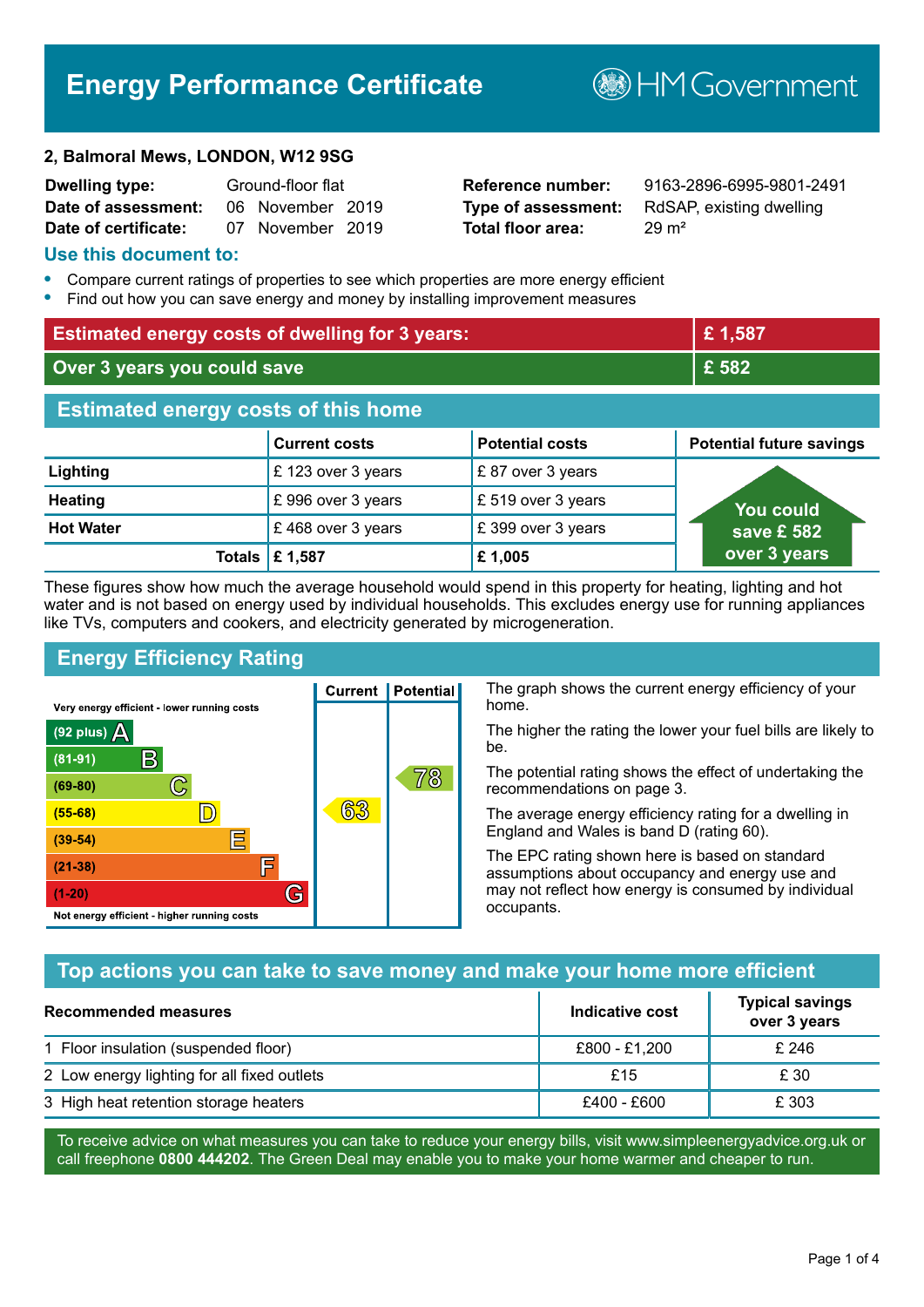# Energy Performance Certificate

HM Government

**2, Balmoral Mews, LONDON, W12 9SG**

| | | | |
|---|---|---|---|
| **Dwelling type:** | Ground-floor flat | **Reference number:** | 9163-2896-6995-9801-2491 |
| **Date of assessment:** | 06 November 2019 | **Type of assessment:** | RdSAP, existing dwelling |
| **Date of certificate:** | 07 November 2019 | **Total floor area:** | 29 m² |

## Use this document to:

- Compare current ratings of properties to see which properties are more energy efficient
- Find out how you can save energy and money by installing improvement measures

| | |
|---|---|
| **Estimated energy costs of dwelling for 3 years:** | **£ 1,587** |
| **Over 3 years you could save** | **£ 582** |

## Estimated energy costs of this home

| | Current costs | Potential costs | Potential future savings |
|---|---|---|---|
| **Lighting** | £ 123 over 3 years | £ 87 over 3 years | You could save £ 582 over 3 years |
| **Heating** | £ 996 over 3 years | £ 519 over 3 years | |
| **Hot Water** | £ 468 over 3 years | £ 399 over 3 years | |
| **Totals** | **£ 1,587** | **£ 1,005** | |

These figures show how much the average household would spend in this property for heating, lighting and hot water and is not based on energy used by individual households. This excludes energy use for running appliances like TVs, computers and cookers, and electricity generated by microgeneration.

## Energy Efficiency Rating

| Rating | Current | Potential |
|---|---|---|
| Very energy efficient - lower running costs | | |
| (92 plus) A | | |
| (81-91) B | | |
| (69-80) C | | 78 |
| (55-68) D | 63 | |
| (39-54) E | | |
| (21-38) F | | |
| (1-20) G | | |
| Not energy efficient - higher running costs | | |

The graph shows the current energy efficiency of your home.

The higher the rating the lower your fuel bills are likely to be.

The potential rating shows the effect of undertaking the recommendations on page 3.

The average energy efficiency rating for a dwelling in England and Wales is band D (rating 60).

The EPC rating shown here is based on standard assumptions about occupancy and energy use and may not reflect how energy is consumed by individual occupants.

## Top actions you can take to save money and make your home more efficient

| Recommended measures | Indicative cost | Typical savings over 3 years |
|---|---|---|
| 1 Floor insulation (suspended floor) | £800 - £1,200 | £ 246 |
| 2 Low energy lighting for all fixed outlets | £15 | £ 30 |
| 3 High heat retention storage heaters | £400 - £600 | £ 303 |

To receive advice on what measures you can take to reduce your energy bills, visit www.simpleenergyadvice.org.uk or call freephone **0800 444202**. The Green Deal may enable you to make your home warmer and cheaper to run.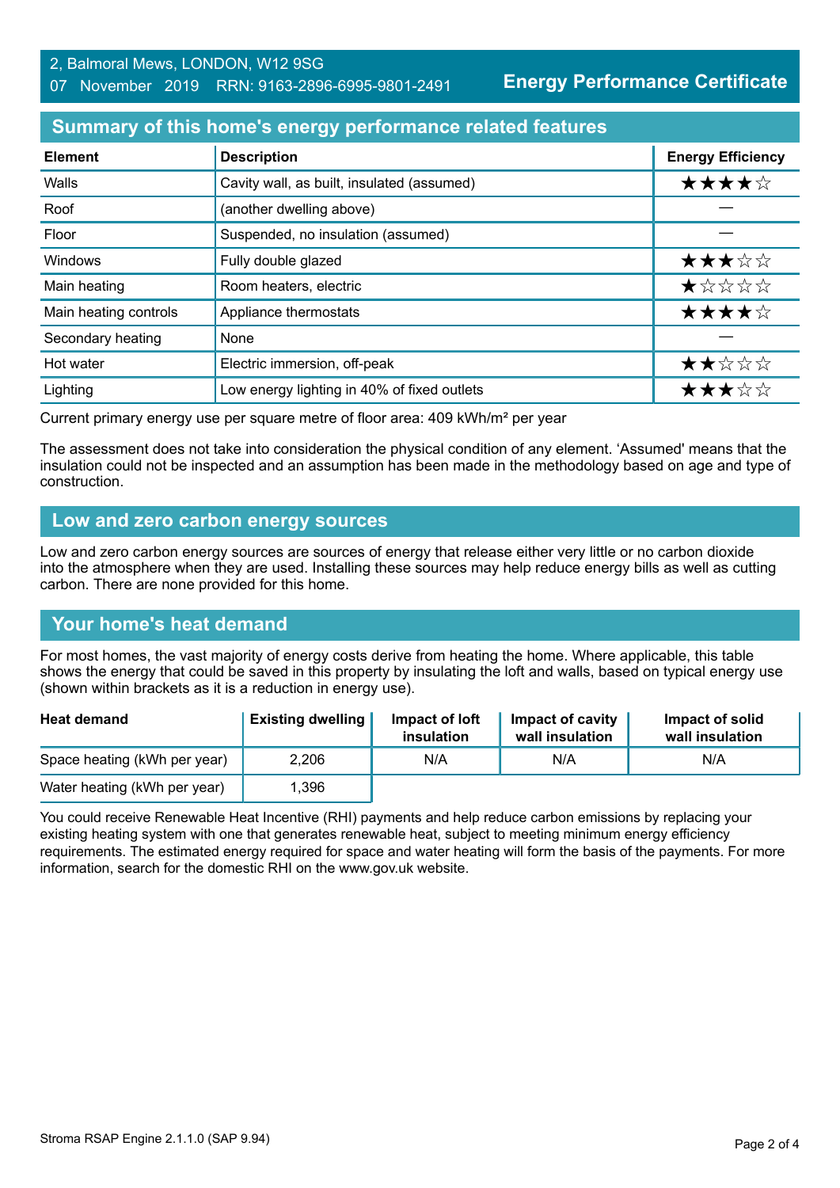2, Balmoral Mews, LONDON, W12 9SG
07 November 2019 RRN: 9163-2896-6995-9801-2491

**Energy Performance Certificate**

## Summary of this home's energy performance related features

| Element | Description | Energy Efficiency |
|---|---|---|
| Walls | Cavity wall, as built, insulated (assumed) | ★★★★☆ |
| Roof | (another dwelling above) | — |
| Floor | Suspended, no insulation (assumed) | — |
| Windows | Fully double glazed | ★★★☆☆ |
| Main heating | Room heaters, electric | ★☆☆☆☆ |
| Main heating controls | Appliance thermostats | ★★★★☆ |
| Secondary heating | None | — |
| Hot water | Electric immersion, off-peak | ★★☆☆☆ |
| Lighting | Low energy lighting in 40% of fixed outlets | ★★★☆☆ |

Current primary energy use per square metre of floor area: 409 kWh/m² per year

The assessment does not take into consideration the physical condition of any element. 'Assumed' means that the insulation could not be inspected and an assumption has been made in the methodology based on age and type of construction.

## Low and zero carbon energy sources

Low and zero carbon energy sources are sources of energy that release either very little or no carbon dioxide into the atmosphere when they are used. Installing these sources may help reduce energy bills as well as cutting carbon. There are none provided for this home.

## Your home's heat demand

For most homes, the vast majority of energy costs derive from heating the home. Where applicable, this table shows the energy that could be saved in this property by insulating the loft and walls, based on typical energy use (shown within brackets as it is a reduction in energy use).

| Heat demand | Existing dwelling | Impact of loft insulation | Impact of cavity wall insulation | Impact of solid wall insulation |
|---|---|---|---|---|
| Space heating (kWh per year) | 2,206 | N/A | N/A | N/A |
| Water heating (kWh per year) | 1,396 | | | |

You could receive Renewable Heat Incentive (RHI) payments and help reduce carbon emissions by replacing your existing heating system with one that generates renewable heat, subject to meeting minimum energy efficiency requirements. The estimated energy required for space and water heating will form the basis of the payments. For more information, search for the domestic RHI on the www.gov.uk website.

Stroma RSAP Engine 2.1.1.0 (SAP 9.94)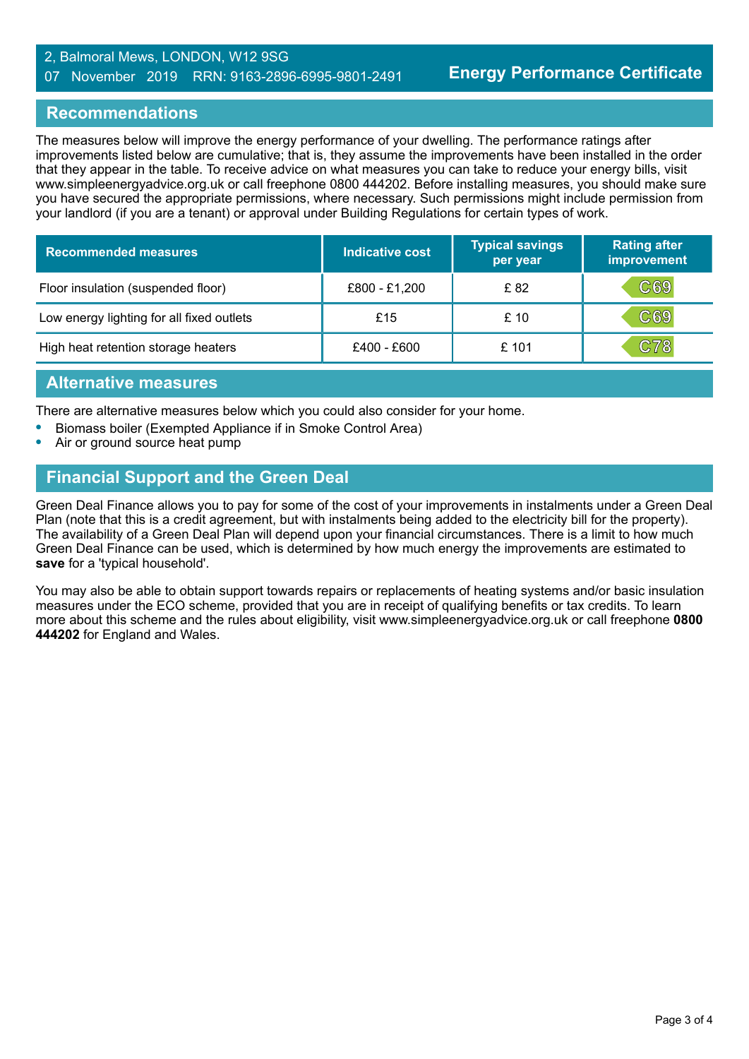2, Balmoral Mews, LONDON, W12 9SG
07 November 2019 RRN: 9163-2896-6995-9801-2491

**Energy Performance Certificate**

## Recommendations

The measures below will improve the energy performance of your dwelling. The performance ratings after improvements listed below are cumulative; that is, they assume the improvements have been installed in the order that they appear in the table. To receive advice on what measures you can take to reduce your energy bills, visit www.simpleenergyadvice.org.uk or call freephone 0800 444202. Before installing measures, you should make sure you have secured the appropriate permissions, where necessary. Such permissions might include permission from your landlord (if you are a tenant) or approval under Building Regulations for certain types of work.

| Recommended measures | Indicative cost | Typical savings per year | Rating after improvement |
|---|---|---|---|
| Floor insulation (suspended floor) | £800 - £1,200 | £ 82 | C69 |
| Low energy lighting for all fixed outlets | £15 | £ 10 | C69 |
| High heat retention storage heaters | £400 - £600 | £ 101 | C78 |

## Alternative measures

There are alternative measures below which you could also consider for your home.

- Biomass boiler (Exempted Appliance if in Smoke Control Area)
- Air or ground source heat pump

## Financial Support and the Green Deal

Green Deal Finance allows you to pay for some of the cost of your improvements in instalments under a Green Deal Plan (note that this is a credit agreement, but with instalments being added to the electricity bill for the property). The availability of a Green Deal Plan will depend upon your financial circumstances. There is a limit to how much Green Deal Finance can be used, which is determined by how much energy the improvements are estimated to **save** for a 'typical household'.

You may also be able to obtain support towards repairs or replacements of heating systems and/or basic insulation measures under the ECO scheme, provided that you are in receipt of qualifying benefits or tax credits. To learn more about this scheme and the rules about eligibility, visit www.simpleenergyadvice.org.uk or call freephone **0800 444202** for England and Wales.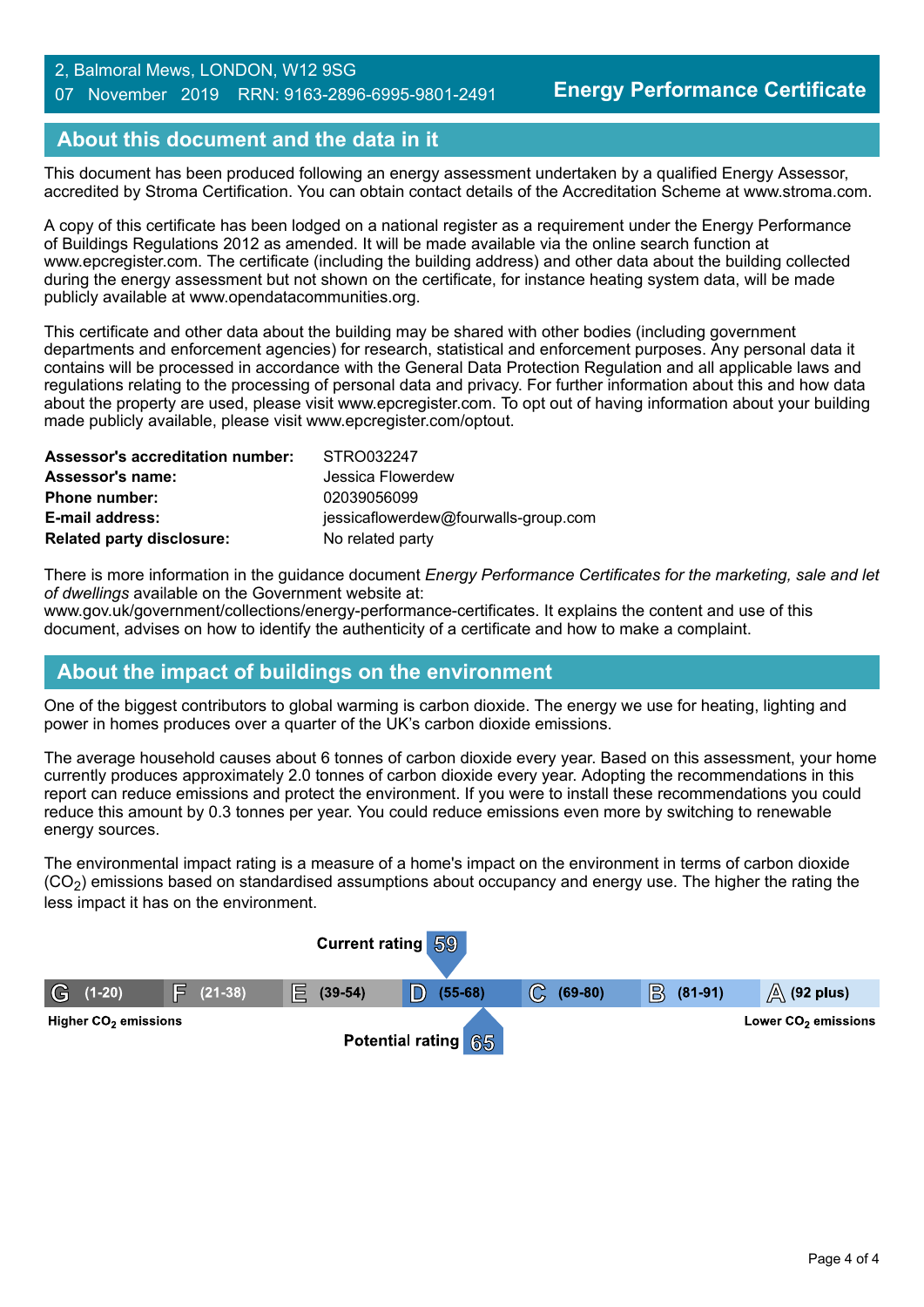2, Balmoral Mews, LONDON, W12 9SG
07 November 2019 RRN: 9163-2896-6995-9801-2491

**Energy Performance Certificate**

## About this document and the data in it

This document has been produced following an energy assessment undertaken by a qualified Energy Assessor, accredited by Stroma Certification. You can obtain contact details of the Accreditation Scheme at www.stroma.com.

A copy of this certificate has been lodged on a national register as a requirement under the Energy Performance of Buildings Regulations 2012 as amended. It will be made available via the online search function at www.epcregister.com. The certificate (including the building address) and other data about the building collected during the energy assessment but not shown on the certificate, for instance heating system data, will be made publicly available at www.opendatacommunities.org.

This certificate and other data about the building may be shared with other bodies (including government departments and enforcement agencies) for research, statistical and enforcement purposes. Any personal data it contains will be processed in accordance with the General Data Protection Regulation and all applicable laws and regulations relating to the processing of personal data and privacy. For further information about this and how data about the property are used, please visit www.epcregister.com. To opt out of having information about your building made publicly available, please visit www.epcregister.com/optout.

| | |
|---|---|
| **Assessor's accreditation number:** | STRO032247 |
| **Assessor's name:** | Jessica Flowerdew |
| **Phone number:** | 02039056099 |
| **E-mail address:** | jessicaflowerdew@fourwalls-group.com |
| **Related party disclosure:** | No related party |

There is more information in the guidance document *Energy Performance Certificates for the marketing, sale and let of dwellings* available on the Government website at: www.gov.uk/government/collections/energy-performance-certificates. It explains the content and use of this document, advises on how to identify the authenticity of a certificate and how to make a complaint.

## About the impact of buildings on the environment

One of the biggest contributors to global warming is carbon dioxide. The energy we use for heating, lighting and power in homes produces over a quarter of the UK's carbon dioxide emissions.

The average household causes about 6 tonnes of carbon dioxide every year. Based on this assessment, your home currently produces approximately 2.0 tonnes of carbon dioxide every year. Adopting the recommendations in this report can reduce emissions and protect the environment. If you were to install these recommendations you could reduce this amount by 0.3 tonnes per year. You could reduce emissions even more by switching to renewable energy sources.

The environmental impact rating is a measure of a home's impact on the environment in terms of carbon dioxide ($CO_2$) emissions based on standardised assumptions about occupancy and energy use. The higher the rating the less impact it has on the environment.

Current rating 59

G (1-20)
F (21-38)
E (39-54)
D (55-68)
C (69-80)
B (81-91)
A (92 plus)

Higher $CO_2$ emissions

Lower $CO_2$ emissions

Potential rating 65